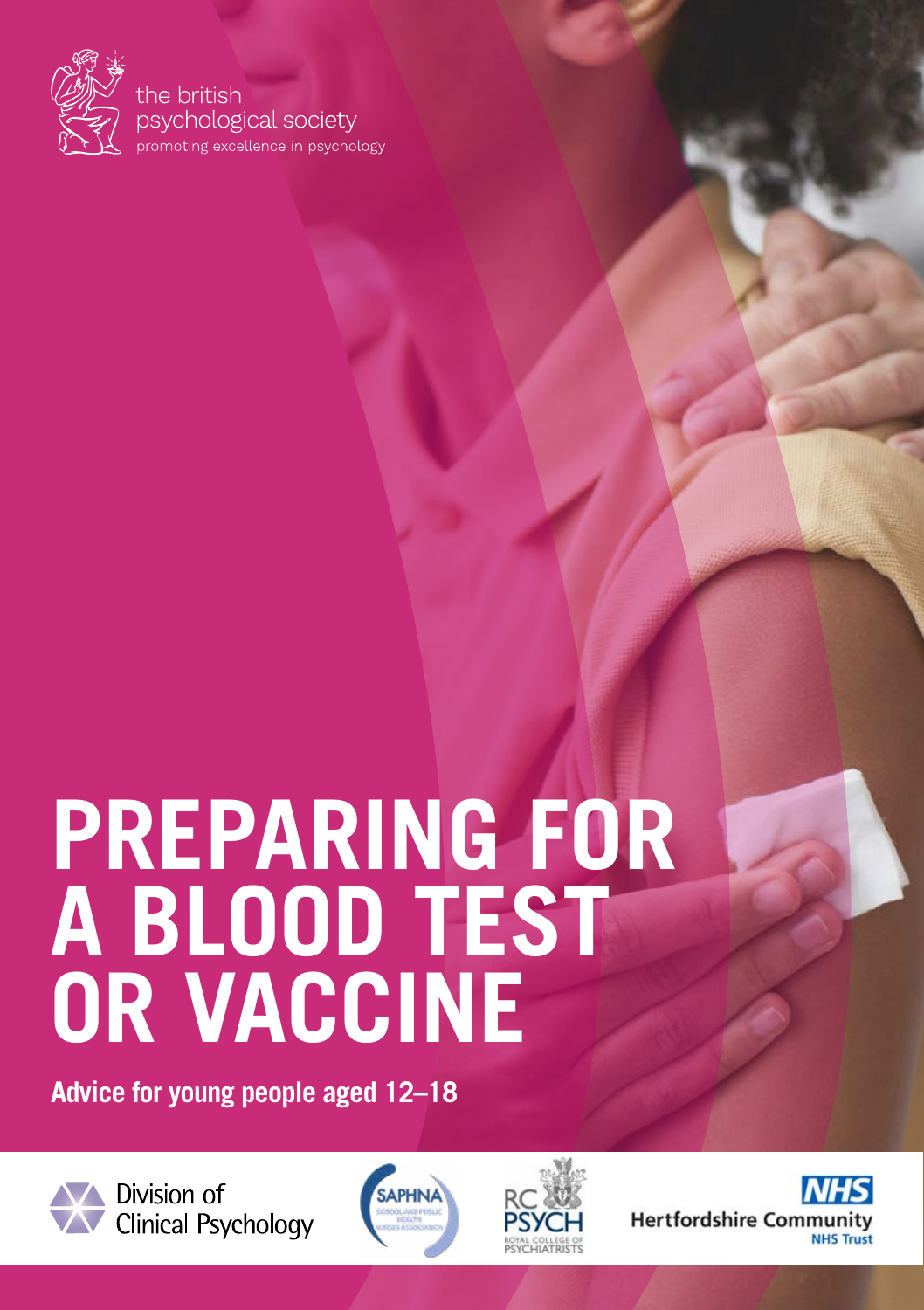the british psychological society

promoting excellence in psychology

# PREPARING FOR A BLOOD TEST OR VACCINE

**Advice for young people aged 12–18**

Division of Clinical Psychology

SAPHNA

RC PSYCH ROYAL COLLEGE OF PSYCHIATRISTS

NHS Hertfordshire Community NHS Trust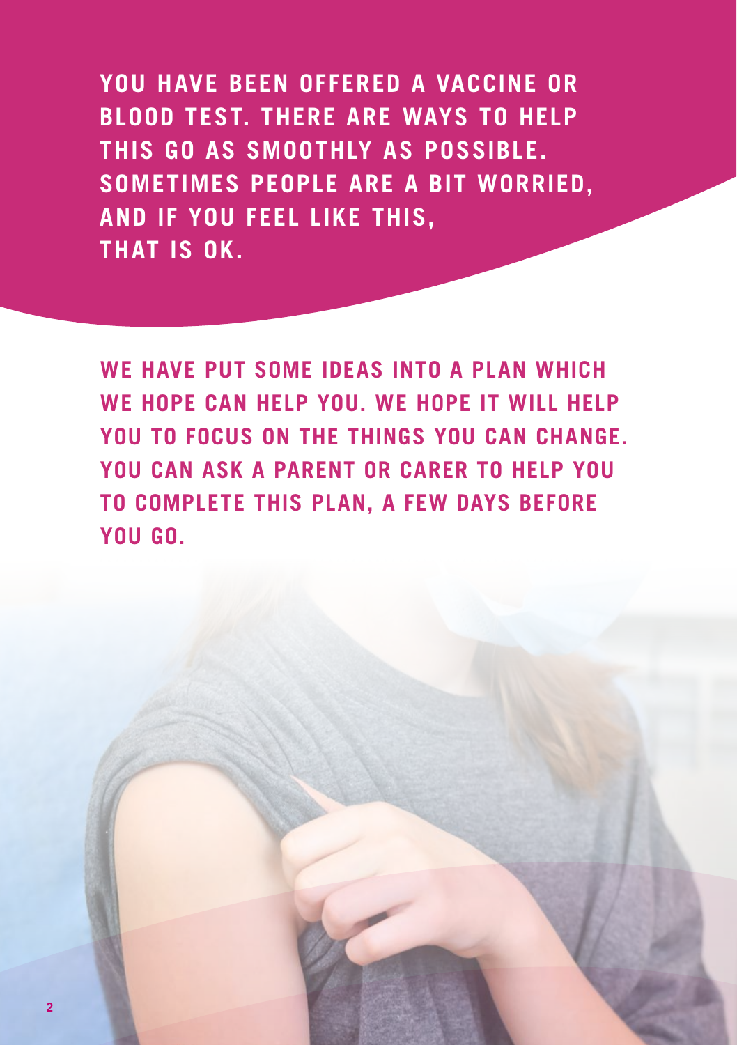**YOU HAVE BEEN OFFERED A VACCINE OR BLOOD TEST. THERE ARE WAYS TO HELP THIS GO AS SMOOTHLY AS POSSIBLE. SOMETIMES PEOPLE ARE A BIT WORRIED, AND IF YOU FEEL LIKE THIS, THAT IS OK.**

**WE HAVE PUT SOME IDEAS INTO A PLAN WHICH WE HOPE CAN HELP YOU. WE HOPE IT WILL HELP YOU TO FOCUS ON THE THINGS YOU CAN CHANGE. YOU CAN ASK A PARENT OR CARER TO HELP YOU TO COMPLETE THIS PLAN, A FEW DAYS BEFORE YOU GO.**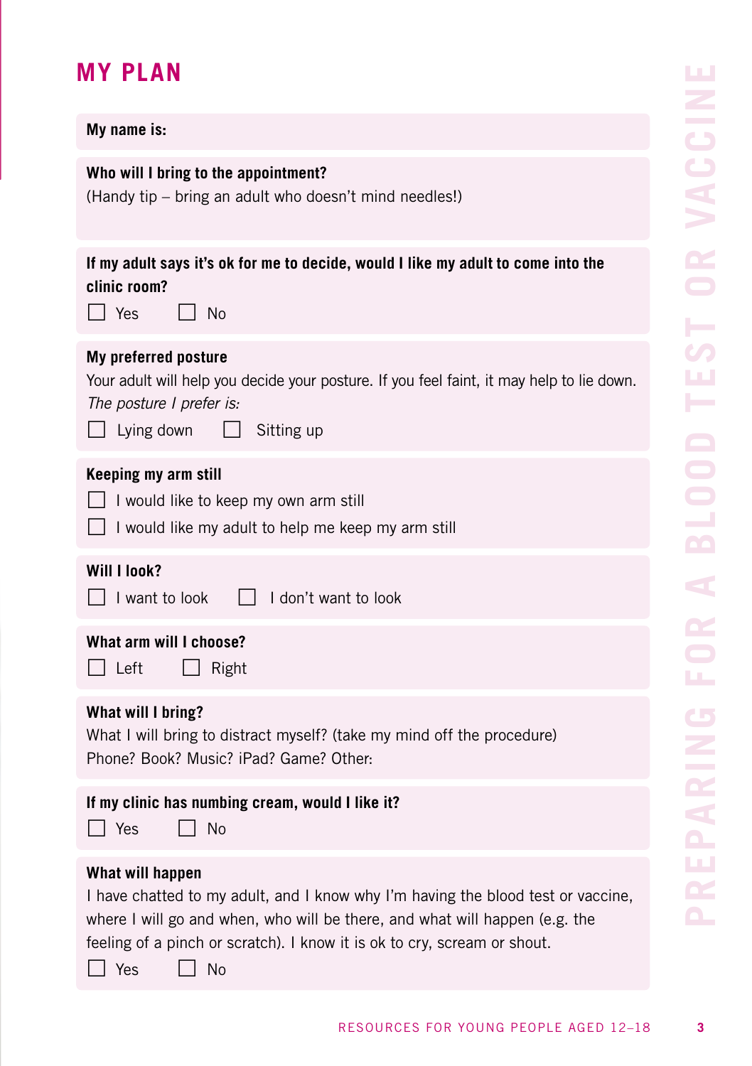## MY PLAN

**My name is:**

**Who will I bring to the appointment?**
(Handy tip – bring an adult who doesn't mind needles!)

**If my adult says it's ok for me to decide, would I like my adult to come into the clinic room?**

☐ Yes ☐ No

**My preferred posture**

Your adult will help you decide your posture. If you feel faint, it may help to lie down.

*The posture I prefer is:*

☐ Lying down ☐ Sitting up

**Keeping my arm still**

☐ I would like to keep my own arm still

☐ I would like my adult to help me keep my arm still

**Will I look?**

☐ I want to look ☐ I don't want to look

**What arm will I choose?**

☐ Left ☐ Right

**What will I bring?**

What I will bring to distract myself? (take my mind off the procedure)
Phone? Book? Music? iPad? Game? Other:

**If my clinic has numbing cream, would I like it?**

☐ Yes ☐ No

**What will happen**

I have chatted to my adult, and I know why I'm having the blood test or vaccine, where I will go and when, who will be there, and what will happen (e.g. the feeling of a pinch or scratch). I know it is ok to cry, scream or shout.

☐ Yes ☐ No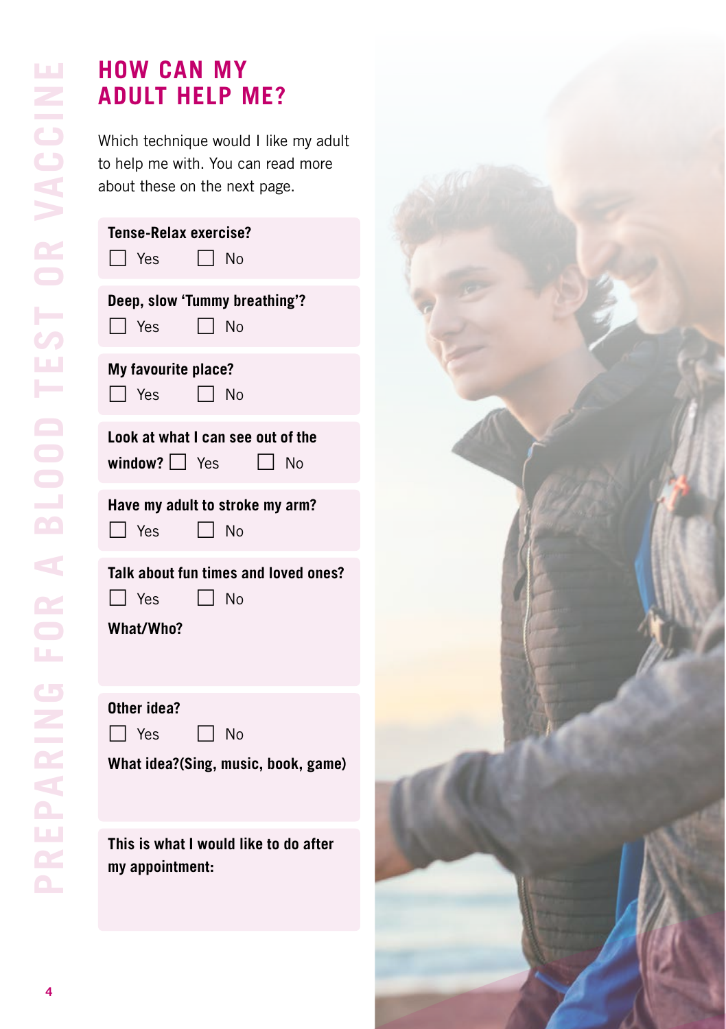# HOW CAN MY ADULT HELP ME?

Which technique would I like my adult to help me with. You can read more about these on the next page.

**Tense-Relax exercise?**

☐ Yes ☐ No

**Deep, slow 'Tummy breathing'?**

☐ Yes ☐ No

**My favourite place?**

☐ Yes ☐ No

**Look at what I can see out of the window?** ☐ Yes ☐ No

**Have my adult to stroke my arm?**

☐ Yes ☐ No

**Talk about fun times and loved ones?**

☐ Yes ☐ No

**What/Who?**

**Other idea?**

☐ Yes ☐ No

**What idea?(Sing, music, book, game)**

**This is what I would like to do after my appointment:**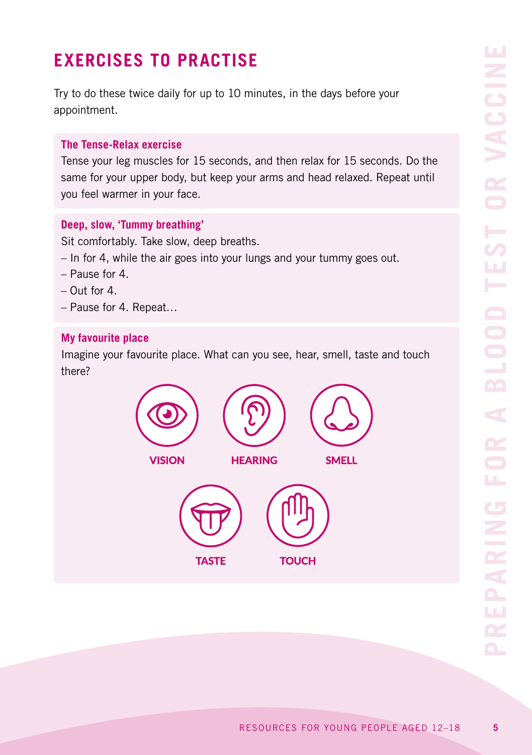# EXERCISES TO PRACTISE

Try to do these twice daily for up to 10 minutes, in the days before your appointment.

### The Tense-Relax exercise

Tense your leg muscles for 15 seconds, and then relax for 15 seconds. Do the same for your upper body, but keep your arms and head relaxed. Repeat until you feel warmer in your face.

### Deep, slow, 'Tummy breathing'

Sit comfortably. Take slow, deep breaths.

- In for 4, while the air goes into your lungs and your tummy goes out.
- Pause for 4.
- Out for 4.
- Pause for 4. Repeat…

### My favourite place

Imagine your favourite place. What can you see, hear, smell, taste and touch there?

**VISION** **HEARING** **SMELL**

**TASTE** **TOUCH**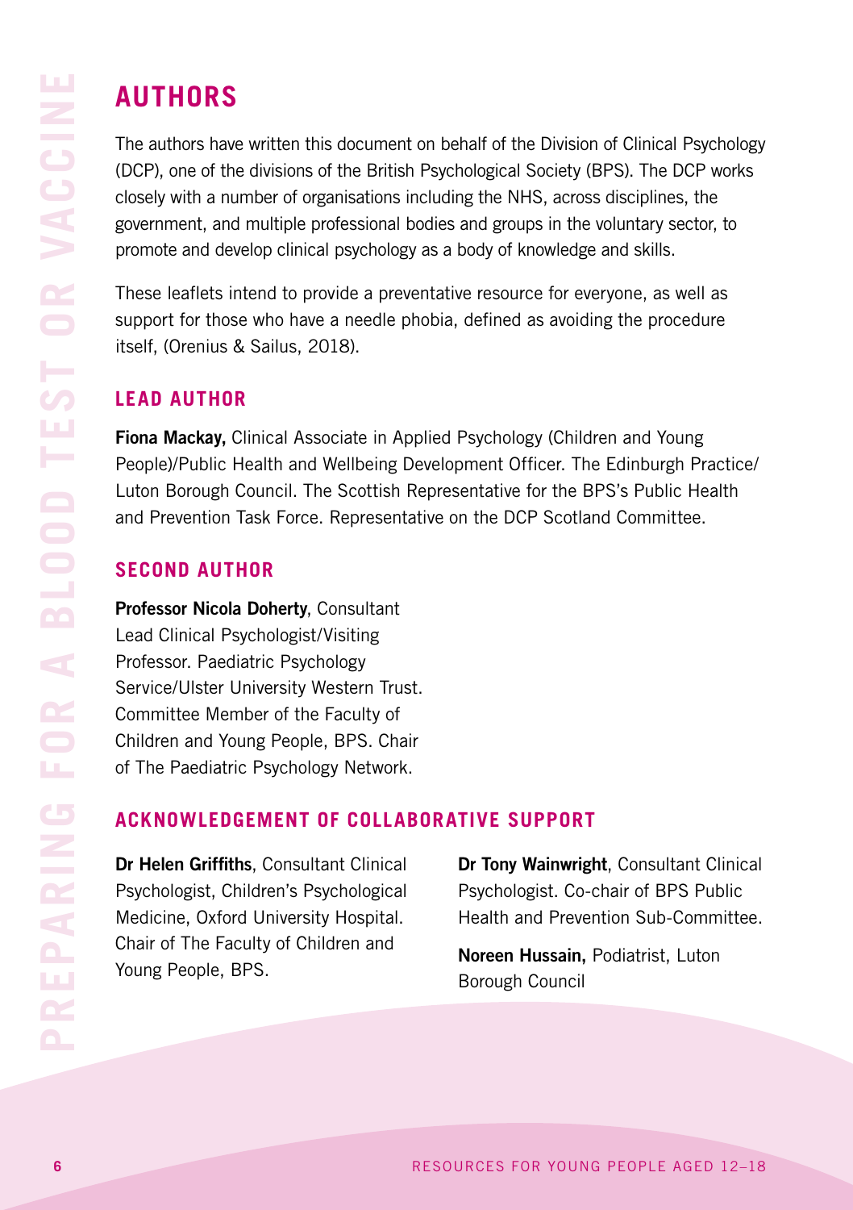# AUTHORS

The authors have written this document on behalf of the Division of Clinical Psychology (DCP), one of the divisions of the British Psychological Society (BPS). The DCP works closely with a number of organisations including the NHS, across disciplines, the government, and multiple professional bodies and groups in the voluntary sector, to promote and develop clinical psychology as a body of knowledge and skills.

These leaflets intend to provide a preventative resource for everyone, as well as support for those who have a needle phobia, defined as avoiding the procedure itself, (Orenius & Sailus, 2018).

## LEAD AUTHOR

**Fiona Mackay,** Clinical Associate in Applied Psychology (Children and Young People)/Public Health and Wellbeing Development Officer. The Edinburgh Practice/ Luton Borough Council. The Scottish Representative for the BPS's Public Health and Prevention Task Force. Representative on the DCP Scotland Committee.

## SECOND AUTHOR

**Professor Nicola Doherty**, Consultant Lead Clinical Psychologist/Visiting Professor. Paediatric Psychology Service/Ulster University Western Trust. Committee Member of the Faculty of Children and Young People, BPS. Chair of The Paediatric Psychology Network.

## ACKNOWLEDGEMENT OF COLLABORATIVE SUPPORT

**Dr Helen Griffiths**, Consultant Clinical Psychologist, Children's Psychological Medicine, Oxford University Hospital. Chair of The Faculty of Children and Young People, BPS.

**Dr Tony Wainwright**, Consultant Clinical Psychologist. Co-chair of BPS Public Health and Prevention Sub-Committee.

**Noreen Hussain,** Podiatrist, Luton Borough Council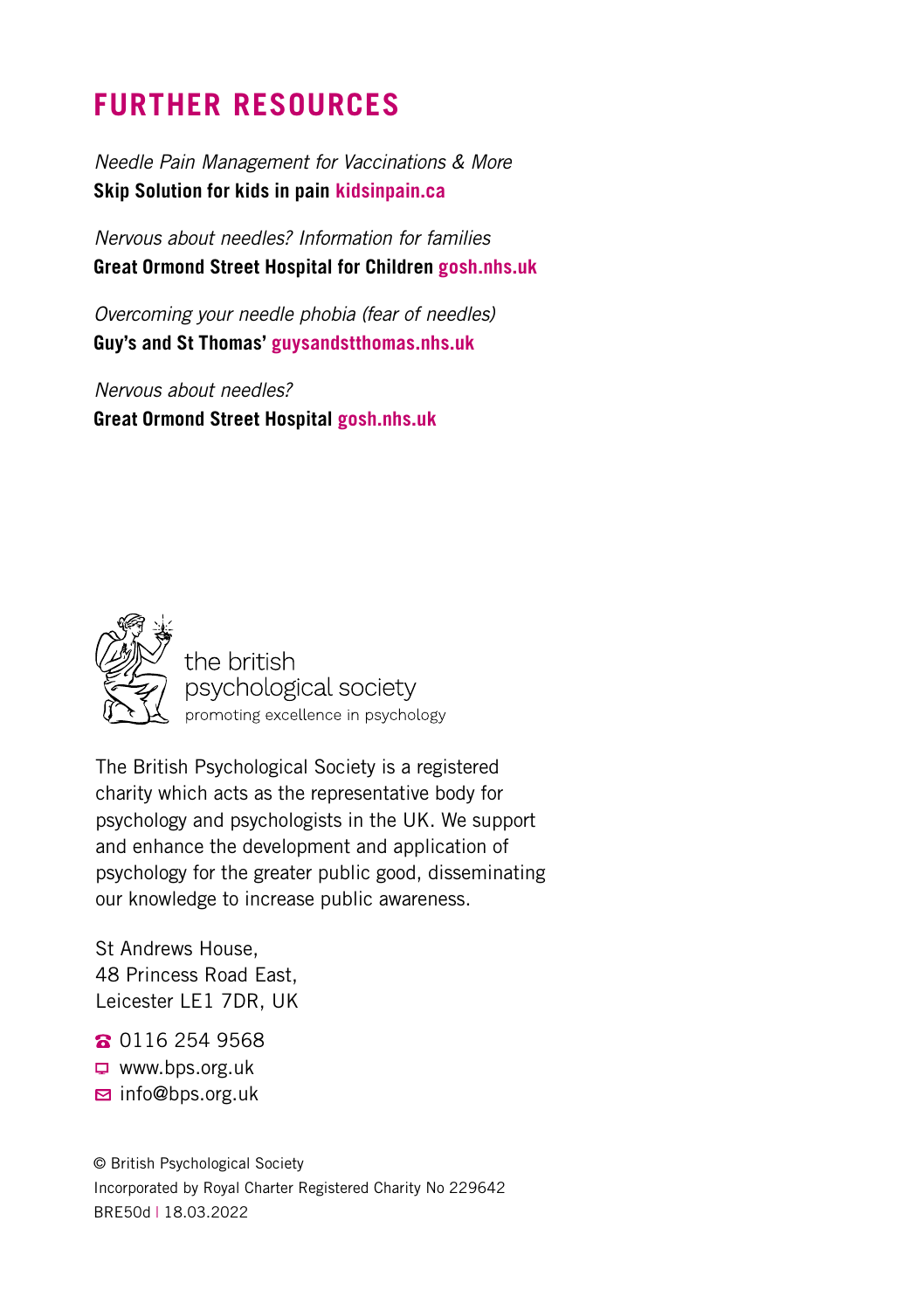## FURTHER RESOURCES

*Needle Pain Management for Vaccinations & More*
**Skip Solution for kids in pain kidsinpain.ca**

*Nervous about needles? Information for families*
**Great Ormond Street Hospital for Children gosh.nhs.uk**

*Overcoming your needle phobia (fear of needles)*
**Guy's and St Thomas' guysandstthomas.nhs.uk**

*Nervous about needles?*
**Great Ormond Street Hospital gosh.nhs.uk**

the british
psychological society
promoting excellence in psychology

The British Psychological Society is a registered charity which acts as the representative body for psychology and psychologists in the UK. We support and enhance the development and application of psychology for the greater public good, disseminating our knowledge to increase public awareness.

St Andrews House,
48 Princess Road East,
Leicester LE1 7DR, UK

0116 254 9568
www.bps.org.uk
info@bps.org.uk

© British Psychological Society
Incorporated by Royal Charter Registered Charity No 229642
BRE50d | 18.03.2022